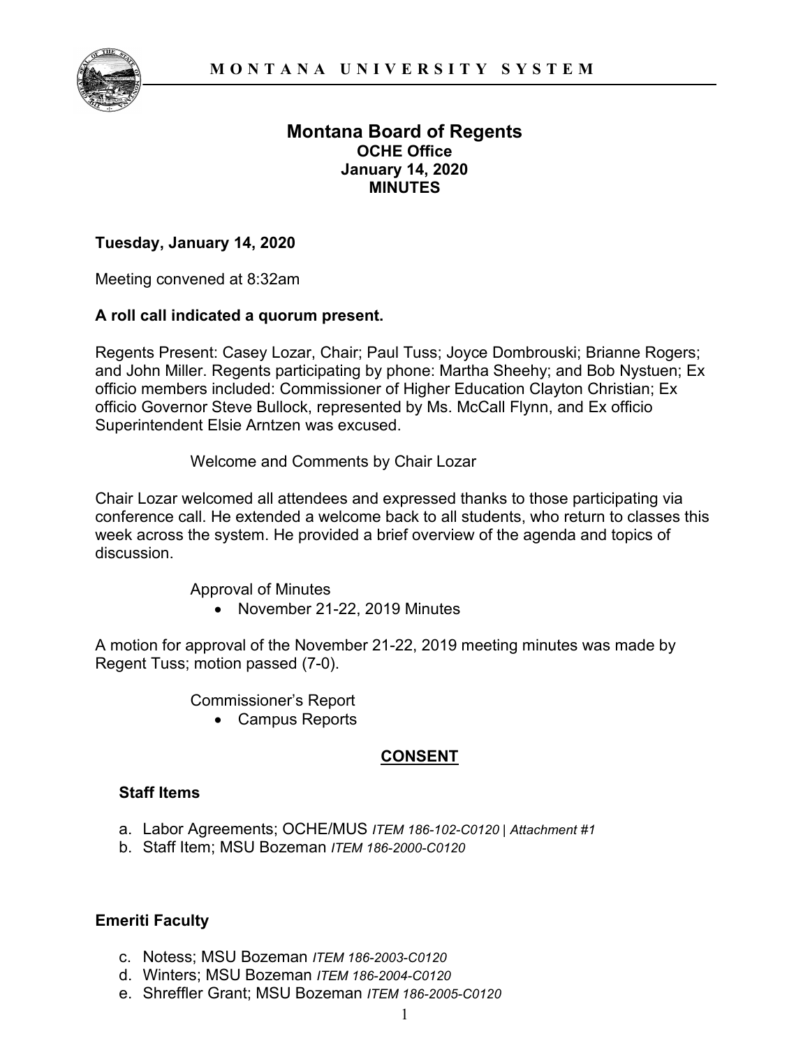# Montana Board of Regents

**OCHE Office**
**January 14, 2020**
**MINUTES**

**Tuesday, January 14, 2020**

Meeting convened at 8:32am

**A roll call indicated a quorum present.**

Regents Present: Casey Lozar, Chair; Paul Tuss; Joyce Dombrouski; Brianne Rogers; and John Miller. Regents participating by phone: Martha Sheehy; and Bob Nystuen; Ex officio members included: Commissioner of Higher Education Clayton Christian; Ex officio Governor Steve Bullock, represented by Ms. McCall Flynn, and Ex officio Superintendent Elsie Arntzen was excused.

Welcome and Comments by Chair Lozar

Chair Lozar welcomed all attendees and expressed thanks to those participating via conference call. He extended a welcome back to all students, who return to classes this week across the system. He provided a brief overview of the agenda and topics of discussion.

Approval of Minutes

- November 21-22, 2019 Minutes

A motion for approval of the November 21-22, 2019 meeting minutes was made by Regent Tuss; motion passed (7-0).

Commissioner's Report

- Campus Reports

## CONSENT

### Staff Items

a. Labor Agreements; OCHE/MUS *ITEM 186-102-C0120 | Attachment #1*
b. Staff Item; MSU Bozeman *ITEM 186-2000-C0120*

### Emeriti Faculty

c. Notess; MSU Bozeman *ITEM 186-2003-C0120*
d. Winters; MSU Bozeman *ITEM 186-2004-C0120*
e. Shreffler Grant; MSU Bozeman *ITEM 186-2005-C0120*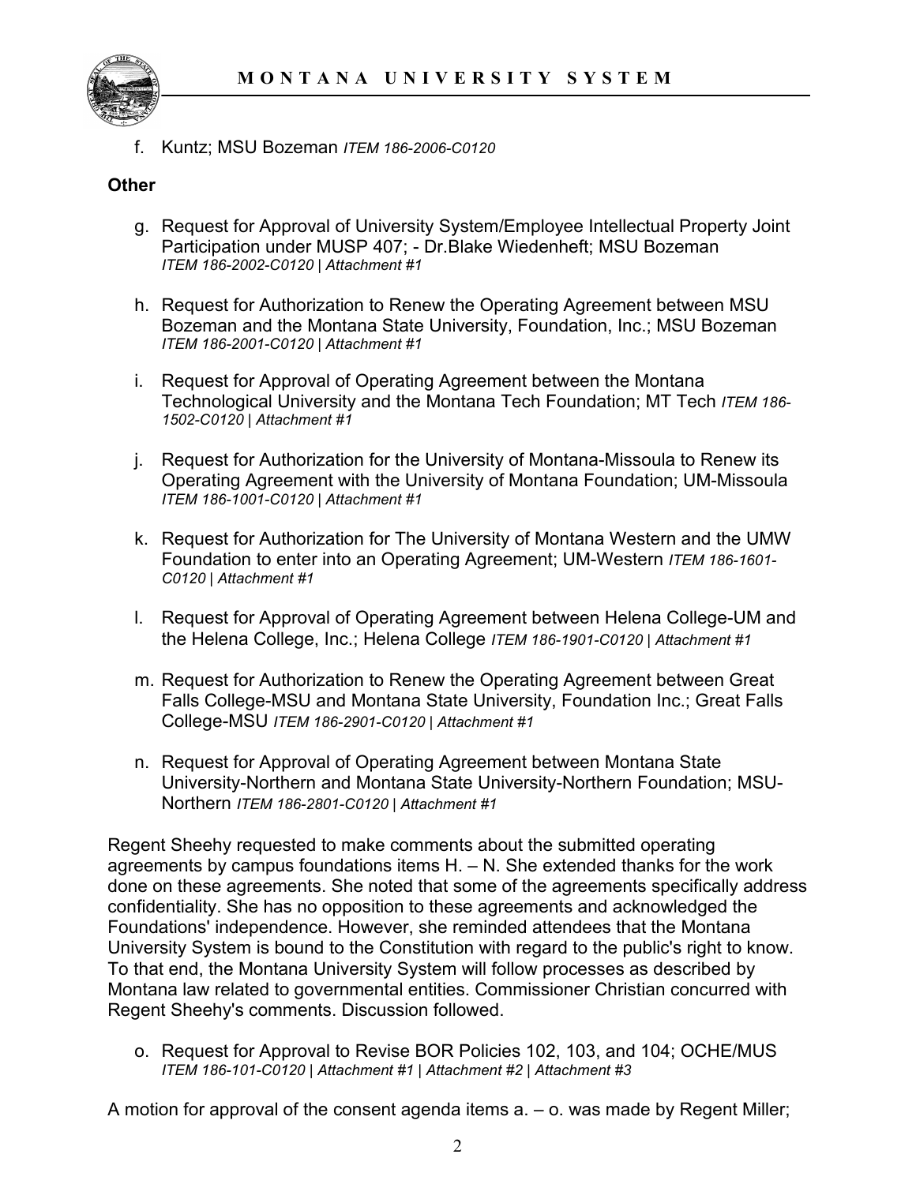f. Kuntz; MSU Bozeman *ITEM 186-2006-C0120*

**Other**

g. Request for Approval of University System/Employee Intellectual Property Joint Participation under MUSP 407; - Dr.Blake Wiedenheft; MSU Bozeman *ITEM 186-2002-C0120 | Attachment #1*

h. Request for Authorization to Renew the Operating Agreement between MSU Bozeman and the Montana State University, Foundation, Inc.; MSU Bozeman *ITEM 186-2001-C0120 | Attachment #1*

i. Request for Approval of Operating Agreement between the Montana Technological University and the Montana Tech Foundation; MT Tech *ITEM 186-1502-C0120 | Attachment #1*

j. Request for Authorization for the University of Montana-Missoula to Renew its Operating Agreement with the University of Montana Foundation; UM-Missoula *ITEM 186-1001-C0120 | Attachment #1*

k. Request for Authorization for The University of Montana Western and the UMW Foundation to enter into an Operating Agreement; UM-Western *ITEM 186-1601-C0120 | Attachment #1*

l. Request for Approval of Operating Agreement between Helena College-UM and the Helena College, Inc.; Helena College *ITEM 186-1901-C0120 | Attachment #1*

m. Request for Authorization to Renew the Operating Agreement between Great Falls College-MSU and Montana State University, Foundation Inc.; Great Falls College-MSU *ITEM 186-2901-C0120 | Attachment #1*

n. Request for Approval of Operating Agreement between Montana State University-Northern and Montana State University-Northern Foundation; MSU-Northern *ITEM 186-2801-C0120 | Attachment #1*

Regent Sheehy requested to make comments about the submitted operating agreements by campus foundations items H. – N. She extended thanks for the work done on these agreements. She noted that some of the agreements specifically address confidentiality. She has no opposition to these agreements and acknowledged the Foundations' independence. However, she reminded attendees that the Montana University System is bound to the Constitution with regard to the public's right to know. To that end, the Montana University System will follow processes as described by Montana law related to governmental entities. Commissioner Christian concurred with Regent Sheehy's comments. Discussion followed.

o. Request for Approval to Revise BOR Policies 102, 103, and 104; OCHE/MUS *ITEM 186-101-C0120 | Attachment #1 | Attachment #2 | Attachment #3*

A motion for approval of the consent agenda items a. – o. was made by Regent Miller;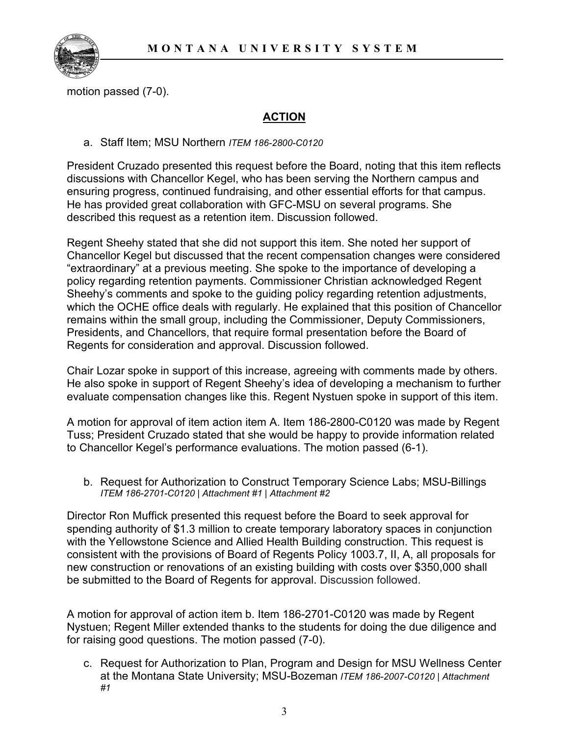motion passed (7-0).

## ACTION

a. Staff Item; MSU Northern *ITEM 186-2800-C0120*

President Cruzado presented this request before the Board, noting that this item reflects discussions with Chancellor Kegel, who has been serving the Northern campus and ensuring progress, continued fundraising, and other essential efforts for that campus. He has provided great collaboration with GFC-MSU on several programs. She described this request as a retention item. Discussion followed.

Regent Sheehy stated that she did not support this item. She noted her support of Chancellor Kegel but discussed that the recent compensation changes were considered "extraordinary" at a previous meeting. She spoke to the importance of developing a policy regarding retention payments. Commissioner Christian acknowledged Regent Sheehy's comments and spoke to the guiding policy regarding retention adjustments, which the OCHE office deals with regularly. He explained that this position of Chancellor remains within the small group, including the Commissioner, Deputy Commissioners, Presidents, and Chancellors, that require formal presentation before the Board of Regents for consideration and approval. Discussion followed.

Chair Lozar spoke in support of this increase, agreeing with comments made by others. He also spoke in support of Regent Sheehy's idea of developing a mechanism to further evaluate compensation changes like this. Regent Nystuen spoke in support of this item.

A motion for approval of item action item A. Item 186-2800-C0120 was made by Regent Tuss; President Cruzado stated that she would be happy to provide information related to Chancellor Kegel's performance evaluations. The motion passed (6-1).

b. Request for Authorization to Construct Temporary Science Labs; MSU-Billings *ITEM 186-2701-C0120 | Attachment #1 | Attachment #2*

Director Ron Muffick presented this request before the Board to seek approval for spending authority of $1.3 million to create temporary laboratory spaces in conjunction with the Yellowstone Science and Allied Health Building construction. This request is consistent with the provisions of Board of Regents Policy 1003.7, II, A, all proposals for new construction or renovations of an existing building with costs over $350,000 shall be submitted to the Board of Regents for approval. Discussion followed.

A motion for approval of action item b. Item 186-2701-C0120 was made by Regent Nystuen; Regent Miller extended thanks to the students for doing the due diligence and for raising good questions. The motion passed (7-0).

c. Request for Authorization to Plan, Program and Design for MSU Wellness Center at the Montana State University; MSU-Bozeman *ITEM 186-2007-C0120 | Attachment #1*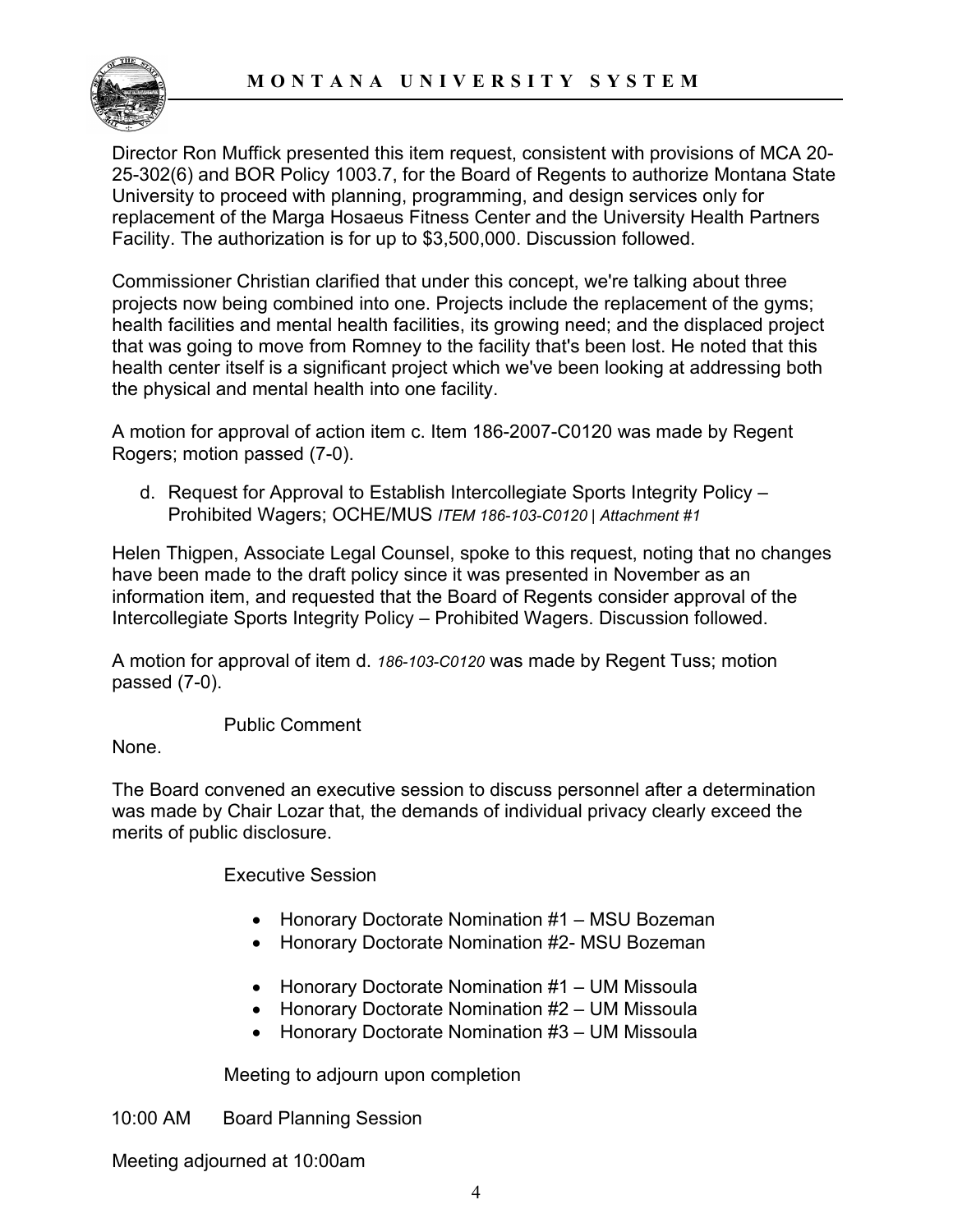Director Ron Muffick presented this item request, consistent with provisions of MCA 20-25-302(6) and BOR Policy 1003.7, for the Board of Regents to authorize Montana State University to proceed with planning, programming, and design services only for replacement of the Marga Hosaeus Fitness Center and the University Health Partners Facility. The authorization is for up to $3,500,000. Discussion followed.

Commissioner Christian clarified that under this concept, we're talking about three projects now being combined into one. Projects include the replacement of the gyms; health facilities and mental health facilities, its growing need; and the displaced project that was going to move from Romney to the facility that's been lost. He noted that this health center itself is a significant project which we've been looking at addressing both the physical and mental health into one facility.

A motion for approval of action item c. Item 186-2007-C0120 was made by Regent Rogers; motion passed (7-0).

d. Request for Approval to Establish Intercollegiate Sports Integrity Policy – Prohibited Wagers; OCHE/MUS *ITEM 186-103-C0120 | Attachment #1*

Helen Thigpen, Associate Legal Counsel, spoke to this request, noting that no changes have been made to the draft policy since it was presented in November as an information item, and requested that the Board of Regents consider approval of the Intercollegiate Sports Integrity Policy – Prohibited Wagers. Discussion followed.

A motion for approval of item d. *186-103-C0120* was made by Regent Tuss; motion passed (7-0).

Public Comment

None.

The Board convened an executive session to discuss personnel after a determination was made by Chair Lozar that, the demands of individual privacy clearly exceed the merits of public disclosure.

Executive Session

- Honorary Doctorate Nomination #1 – MSU Bozeman
- Honorary Doctorate Nomination #2- MSU Bozeman

- Honorary Doctorate Nomination #1 – UM Missoula
- Honorary Doctorate Nomination #2 – UM Missoula
- Honorary Doctorate Nomination #3 – UM Missoula

Meeting to adjourn upon completion

10:00 AM Board Planning Session

Meeting adjourned at 10:00am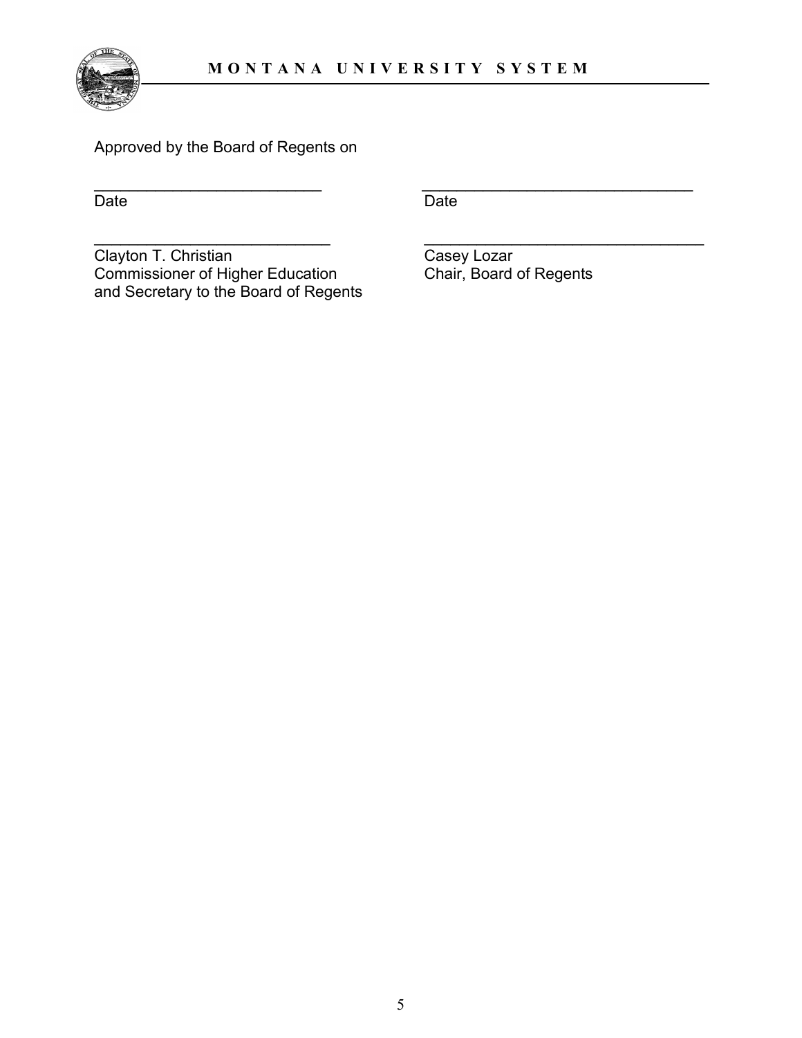Approved by the Board of Regents on

| | |
|---|---|
| ____________________________ | ____________________________ |
| Date | Date |
| ____________________________ | ____________________________ |
| Clayton T. Christian<br>Commissioner of Higher Education<br>and Secretary to the Board of Regents | Casey Lozar<br>Chair, Board of Regents |